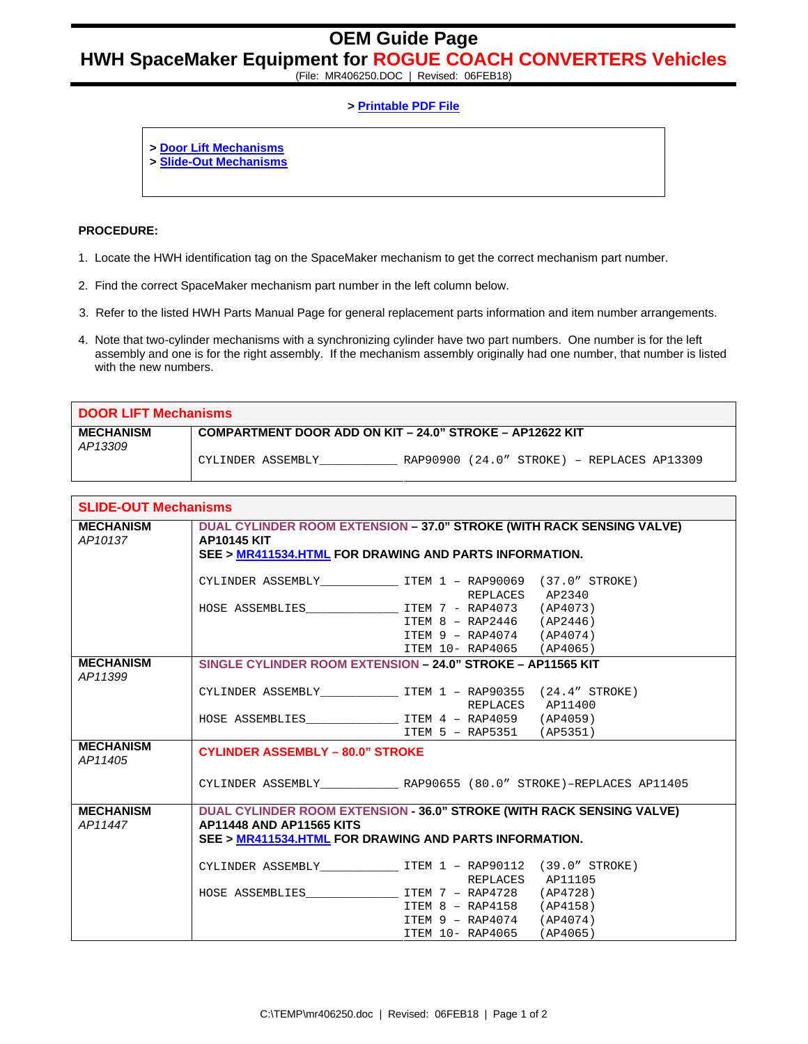# OEM Guide Page

## HWH SpaceMaker Equipment for ROGUE COACH CONVERTERS Vehicles

(File: MR406250.DOC | Revised: 06FEB18)

> Printable PDF File

> Door Lift Mechanisms
> Slide-Out Mechanisms

**PROCEDURE:**

1. Locate the HWH identification tag on the SpaceMaker mechanism to get the correct mechanism part number.
2. Find the correct SpaceMaker mechanism part number in the left column below.
3. Refer to the listed HWH Parts Manual Page for general replacement parts information and item number arrangements.
4. Note that two-cylinder mechanisms with a synchronizing cylinder have two part numbers. One number is for the left assembly and one is for the right assembly. If the mechanism assembly originally had one number, that number is listed with the new numbers.

| DOOR LIFT Mechanisms | |
|---|---|
| **MECHANISM** *AP13309* | **COMPARTMENT DOOR ADD ON KIT – 24.0" STROKE – AP12622 KIT**<br><br>CYLINDER ASSEMBLY___________ RAP90900 (24.0" STROKE) – REPLACES AP13309 |

| SLIDE-OUT Mechanisms | |
|---|---|
| **MECHANISM** *AP10137* | **DUAL CYLINDER ROOM EXTENSION – 37.0" STROKE (WITH RACK SENSING VALVE)**<br>**AP10145 KIT**<br>**SEE > MR411534.HTML FOR DRAWING AND PARTS INFORMATION.**<br><br>CYLINDER ASSEMBLY___________ ITEM 1 – RAP90069 (37.0" STROKE) REPLACES AP2340<br>HOSE ASSEMBLIES_____________ ITEM 7 – RAP4073 (AP4073)<br>ITEM 8 – RAP2446 (AP2446)<br>ITEM 9 – RAP4074 (AP4074)<br>ITEM 10- RAP4065 (AP4065) |
| **MECHANISM** *AP11399* | **SINGLE CYLINDER ROOM EXTENSION – 24.0" STROKE – AP11565 KIT**<br><br>CYLINDER ASSEMBLY___________ ITEM 1 – RAP90355 (24.4" STROKE) REPLACES AP11400<br>HOSE ASSEMBLIES_____________ ITEM 4 – RAP4059 (AP4059)<br>ITEM 5 – RAP5351 (AP5351) |
| **MECHANISM** *AP11405* | **CYLINDER ASSEMBLY – 80.0" STROKE**<br><br>CYLINDER ASSEMBLY___________ RAP90655 (80.0" STROKE)–REPLACES AP11405 |
| **MECHANISM** *AP11447* | **DUAL CYLINDER ROOM EXTENSION - 36.0" STROKE (WITH RACK SENSING VALVE)**<br>**AP11448 AND AP11565 KITS**<br>**SEE > MR411534.HTML FOR DRAWING AND PARTS INFORMATION.**<br><br>CYLINDER ASSEMBLY___________ ITEM 1 – RAP90112 (39.0" STROKE) REPLACES AP11105<br>HOSE ASSEMBLIES_____________ ITEM 7 – RAP4728 (AP4728)<br>ITEM 8 – RAP4158 (AP4158)<br>ITEM 9 – RAP4074 (AP4074)<br>ITEM 10- RAP4065 (AP4065) |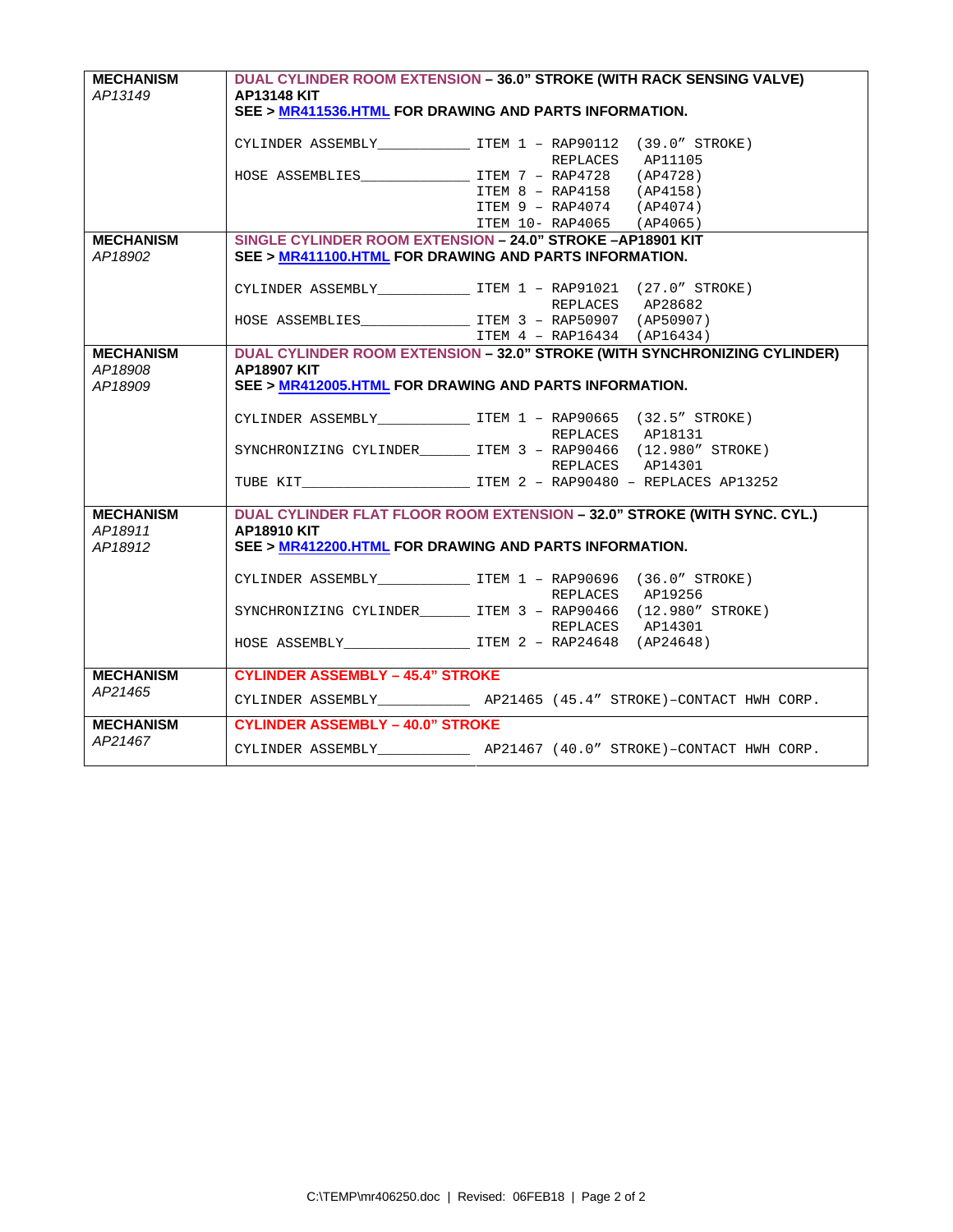| | |
|---|---|
| **MECHANISM**<br>*AP13149* | **DUAL CYLINDER ROOM EXTENSION – 36.0" STROKE (WITH RACK SENSING VALVE)**<br>**AP13148 KIT**<br>**SEE > MR411536.HTML FOR DRAWING AND PARTS INFORMATION.**<br><br>CYLINDER ASSEMBLY___________ ITEM 1 – RAP90112 (39.0" STROKE) REPLACES AP11105<br>HOSE ASSEMBLIES_____________ ITEM 7 – RAP4728 (AP4728)<br>ITEM 8 – RAP4158 (AP4158)<br>ITEM 9 – RAP4074 (AP4074)<br>ITEM 10- RAP4065 (AP4065) |
| **MECHANISM**<br>*AP18902* | **SINGLE CYLINDER ROOM EXTENSION – 24.0" STROKE –AP18901 KIT**<br>**SEE > MR411100.HTML FOR DRAWING AND PARTS INFORMATION.**<br><br>CYLINDER ASSEMBLY___________ ITEM 1 – RAP91021 (27.0" STROKE) REPLACES AP28682<br>HOSE ASSEMBLIES_____________ ITEM 3 – RAP50907 (AP50907)<br>ITEM 4 – RAP16434 (AP16434) |
| **MECHANISM**<br>*AP18908*<br>*AP18909* | **DUAL CYLINDER ROOM EXTENSION – 32.0" STROKE (WITH SYNCHRONIZING CYLINDER)**<br>**AP18907 KIT**<br>**SEE > MR412005.HTML FOR DRAWING AND PARTS INFORMATION.**<br><br>CYLINDER ASSEMBLY___________ ITEM 1 – RAP90665 (32.5" STROKE) REPLACES AP18131<br>SYNCHRONIZING CYLINDER______ ITEM 3 – RAP90466 (12.980" STROKE) REPLACES AP14301<br>TUBE KIT____________________ ITEM 2 – RAP90480 – REPLACES AP13252 |
| **MECHANISM**<br>*AP18911*<br>*AP18912* | **DUAL CYLINDER FLAT FLOOR ROOM EXTENSION – 32.0" STROKE (WITH SYNC. CYL.)**<br>**AP18910 KIT**<br>**SEE > MR412200.HTML FOR DRAWING AND PARTS INFORMATION.**<br><br>CYLINDER ASSEMBLY___________ ITEM 1 – RAP90696 (36.0" STROKE) REPLACES AP19256<br>SYNCHRONIZING CYLINDER______ ITEM 3 – RAP90466 (12.980" STROKE) REPLACES AP14301<br>HOSE ASSEMBLY_______________ ITEM 2 – RAP24648 (AP24648) |
| **MECHANISM**<br>*AP21465* | **CYLINDER ASSEMBLY – 45.4" STROKE**<br><br>CYLINDER ASSEMBLY___________ AP21465 (45.4" STROKE)-CONTACT HWH CORP. |
| **MECHANISM**<br>*AP21467* | **CYLINDER ASSEMBLY – 40.0" STROKE**<br><br>CYLINDER ASSEMBLY___________ AP21467 (40.0" STROKE)-CONTACT HWH CORP. |